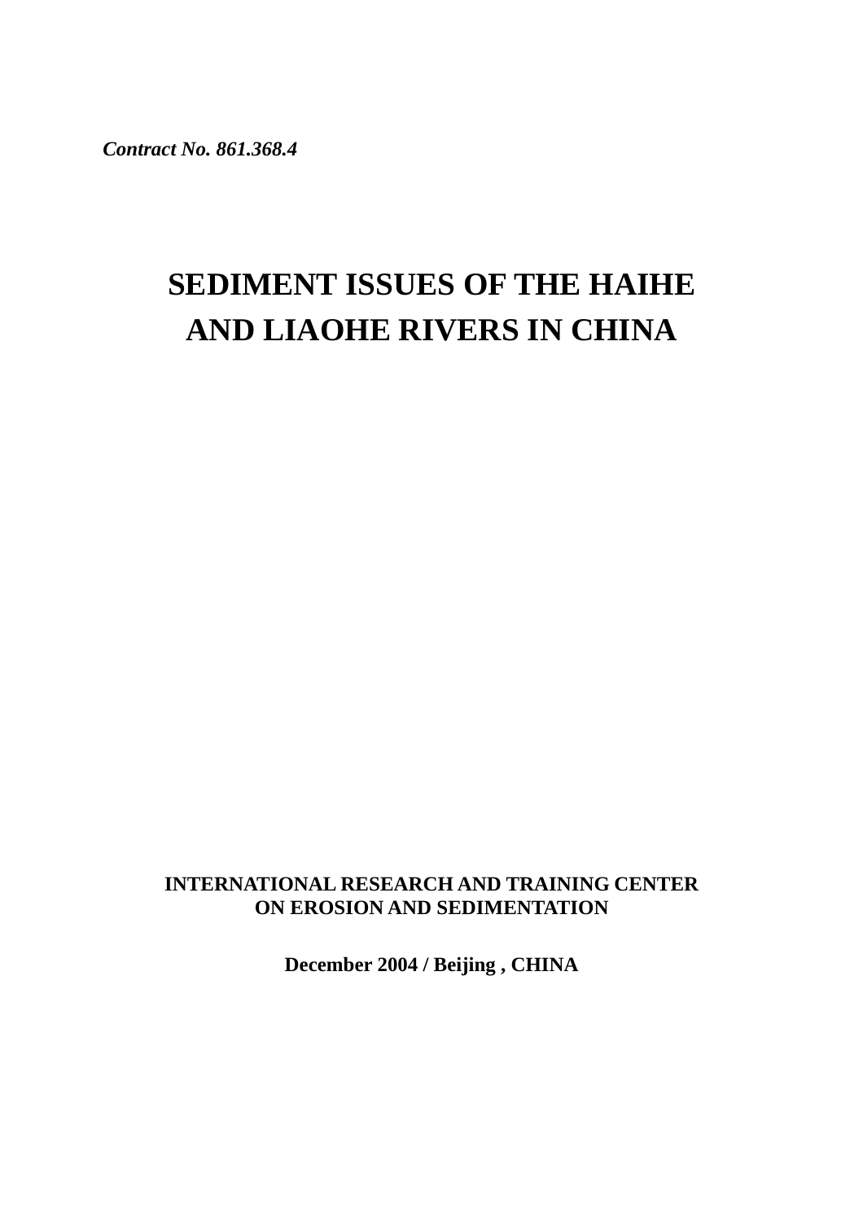*Contract No. 861.368.4*

# SEDIMENT ISSUES OF THE HAIHE AND LIAOHE RIVERS IN CHINA

**INTERNATIONAL RESEARCH AND TRAINING CENTER ON EROSION AND SEDIMENTATION**

**December 2004 / Beijing , CHINA**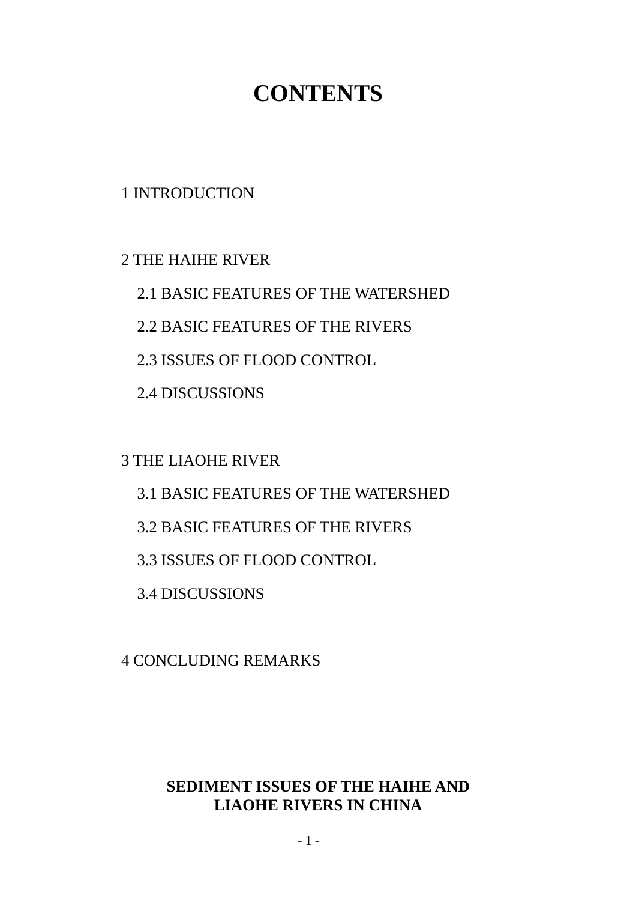# CONTENTS

1 INTRODUCTION

2 THE HAIHE RIVER

- 2.1 BASIC FEATURES OF THE WATERSHED
- 2.2 BASIC FEATURES OF THE RIVERS
- 2.3 ISSUES OF FLOOD CONTROL
- 2.4 DISCUSSIONS

3 THE LIAOHE RIVER

- 3.1 BASIC FEATURES OF THE WATERSHED
- 3.2 BASIC FEATURES OF THE RIVERS
- 3.3 ISSUES OF FLOOD CONTROL
- 3.4 DISCUSSIONS

4 CONCLUDING REMARKS

**SEDIMENT ISSUES OF THE HAIHE AND LIAOHE RIVERS IN CHINA**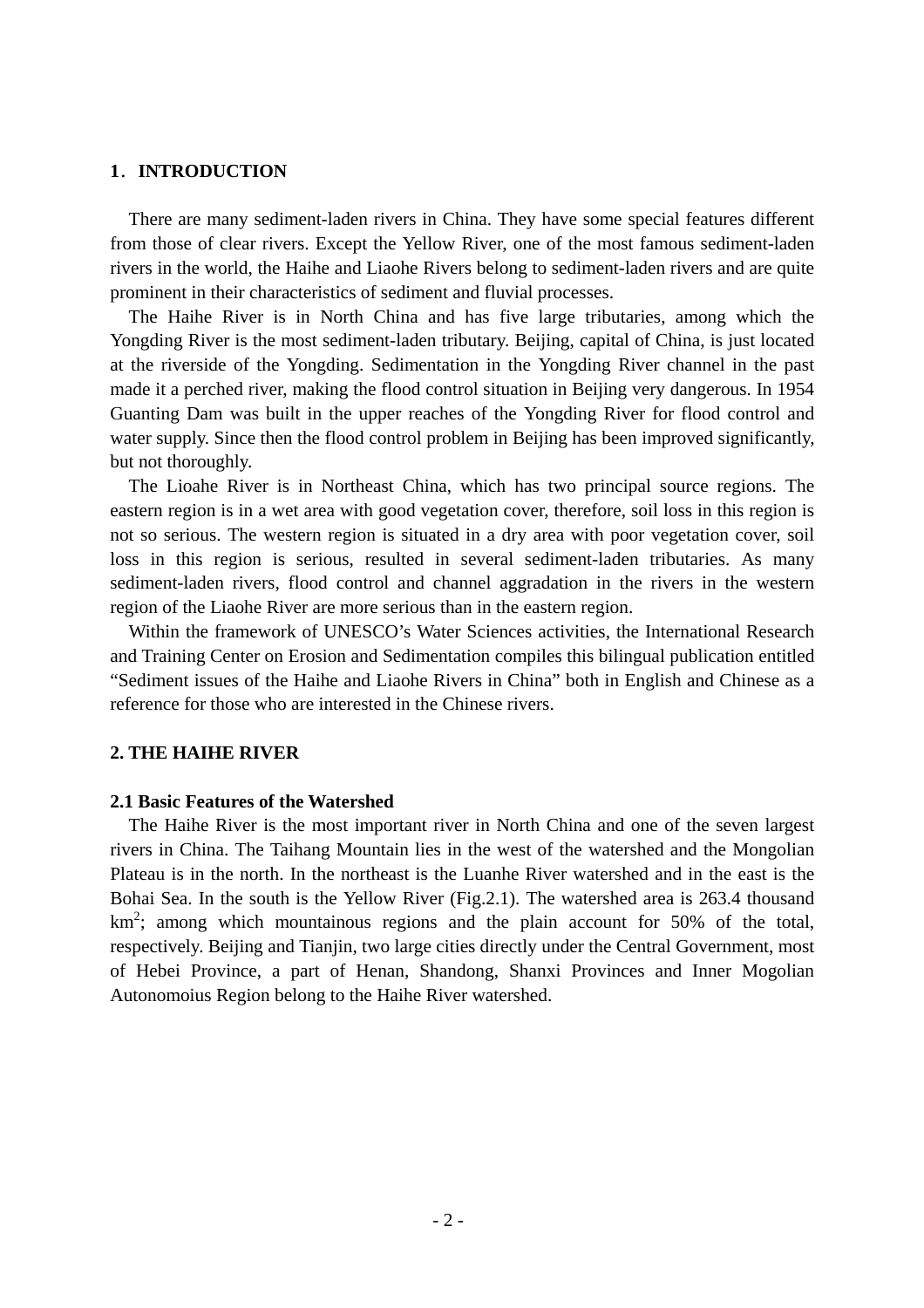## 1．INTRODUCTION

There are many sediment-laden rivers in China. They have some special features different from those of clear rivers. Except the Yellow River, one of the most famous sediment-laden rivers in the world, the Haihe and Liaohe Rivers belong to sediment-laden rivers and are quite prominent in their characteristics of sediment and fluvial processes.

The Haihe River is in North China and has five large tributaries, among which the Yongding River is the most sediment-laden tributary. Beijing, capital of China, is just located at the riverside of the Yongding. Sedimentation in the Yongding River channel in the past made it a perched river, making the flood control situation in Beijing very dangerous. In 1954 Guanting Dam was built in the upper reaches of the Yongding River for flood control and water supply. Since then the flood control problem in Beijing has been improved significantly, but not thoroughly.

The Lioahe River is in Northeast China, which has two principal source regions. The eastern region is in a wet area with good vegetation cover, therefore, soil loss in this region is not so serious. The western region is situated in a dry area with poor vegetation cover, soil loss in this region is serious, resulted in several sediment-laden tributaries. As many sediment-laden rivers, flood control and channel aggradation in the rivers in the western region of the Liaohe River are more serious than in the eastern region.

Within the framework of UNESCO's Water Sciences activities, the International Research and Training Center on Erosion and Sedimentation compiles this bilingual publication entitled "Sediment issues of the Haihe and Liaohe Rivers in China" both in English and Chinese as a reference for those who are interested in the Chinese rivers.

## 2. THE HAIHE RIVER

### 2.1 Basic Features of the Watershed

The Haihe River is the most important river in North China and one of the seven largest rivers in China. The Taihang Mountain lies in the west of the watershed and the Mongolian Plateau is in the north. In the northeast is the Luanhe River watershed and in the east is the Bohai Sea. In the south is the Yellow River (Fig.2.1). The watershed area is 263.4 thousand $km^2$; among which mountainous regions and the plain account for 50% of the total, respectively. Beijing and Tianjin, two large cities directly under the Central Government, most of Hebei Province, a part of Henan, Shandong, Shanxi Provinces and Inner Mogolian Autonomoius Region belong to the Haihe River watershed.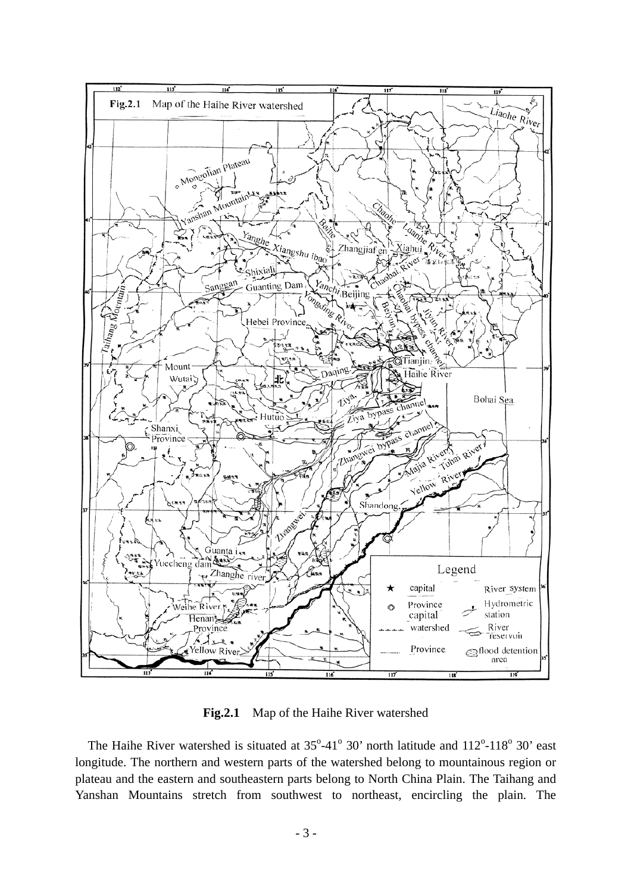**Fig.2.1** Map of the Haihe River watershed

The Haihe River watershed is situated at $35^o$-$41^o$ 30' north latitude and $112^o$-$118^o$ 30' east longitude. The northern and western parts of the watershed belong to mountainous region or plateau and the eastern and southeastern parts belong to North China Plain. The Taihang and Yanshan Mountains stretch from southwest to northeast, encircling the plain. The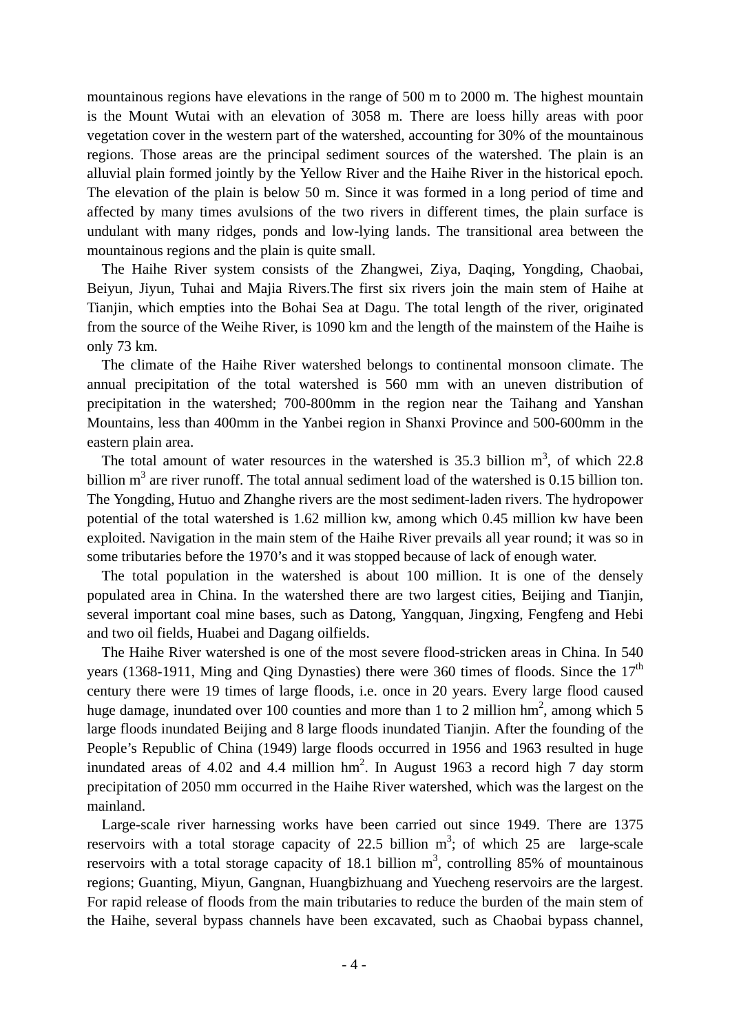mountainous regions have elevations in the range of 500 m to 2000 m. The highest mountain is the Mount Wutai with an elevation of 3058 m. There are loess hilly areas with poor vegetation cover in the western part of the watershed, accounting for 30% of the mountainous regions. Those areas are the principal sediment sources of the watershed. The plain is an alluvial plain formed jointly by the Yellow River and the Haihe River in the historical epoch. The elevation of the plain is below 50 m. Since it was formed in a long period of time and affected by many times avulsions of the two rivers in different times, the plain surface is undulant with many ridges, ponds and low-lying lands. The transitional area between the mountainous regions and the plain is quite small.

The Haihe River system consists of the Zhangwei, Ziya, Daqing, Yongding, Chaobai, Beiyun, Jiyun, Tuhai and Majia Rivers.The first six rivers join the main stem of Haihe at Tianjin, which empties into the Bohai Sea at Dagu. The total length of the river, originated from the source of the Weihe River, is 1090 km and the length of the mainstem of the Haihe is only 73 km.

The climate of the Haihe River watershed belongs to continental monsoon climate. The annual precipitation of the total watershed is 560 mm with an uneven distribution of precipitation in the watershed; 700-800mm in the region near the Taihang and Yanshan Mountains, less than 400mm in the Yanbei region in Shanxi Province and 500-600mm in the eastern plain area.

The total amount of water resources in the watershed is 35.3 billion $m^3$, of which 22.8 billion $m^3$ are river runoff. The total annual sediment load of the watershed is 0.15 billion ton. The Yongding, Hutuo and Zhanghe rivers are the most sediment-laden rivers. The hydropower potential of the total watershed is 1.62 million kw, among which 0.45 million kw have been exploited. Navigation in the main stem of the Haihe River prevails all year round; it was so in some tributaries before the 1970's and it was stopped because of lack of enough water.

The total population in the watershed is about 100 million. It is one of the densely populated area in China. In the watershed there are two largest cities, Beijing and Tianjin, several important coal mine bases, such as Datong, Yangquan, Jingxing, Fengfeng and Hebi and two oil fields, Huabei and Dagang oilfields.

The Haihe River watershed is one of the most severe flood-stricken areas in China. In 540 years (1368-1911, Ming and Qing Dynasties) there were 360 times of floods. Since the 17$^{th}$ century there were 19 times of large floods, i.e. once in 20 years. Every large flood caused huge damage, inundated over 100 counties and more than 1 to 2 million $hm^2$, among which 5 large floods inundated Beijing and 8 large floods inundated Tianjin. After the founding of the People's Republic of China (1949) large floods occurred in 1956 and 1963 resulted in huge inundated areas of 4.02 and 4.4 million $hm^2$. In August 1963 a record high 7 day storm precipitation of 2050 mm occurred in the Haihe River watershed, which was the largest on the mainland.

Large-scale river harnessing works have been carried out since 1949. There are 1375 reservoirs with a total storage capacity of 22.5 billion $m^3$; of which 25 are large-scale reservoirs with a total storage capacity of 18.1 billion $m^3$, controlling 85% of mountainous regions; Guanting, Miyun, Gangnan, Huangbizhuang and Yuecheng reservoirs are the largest. For rapid release of floods from the main tributaries to reduce the burden of the main stem of the Haihe, several bypass channels have been excavated, such as Chaobai bypass channel,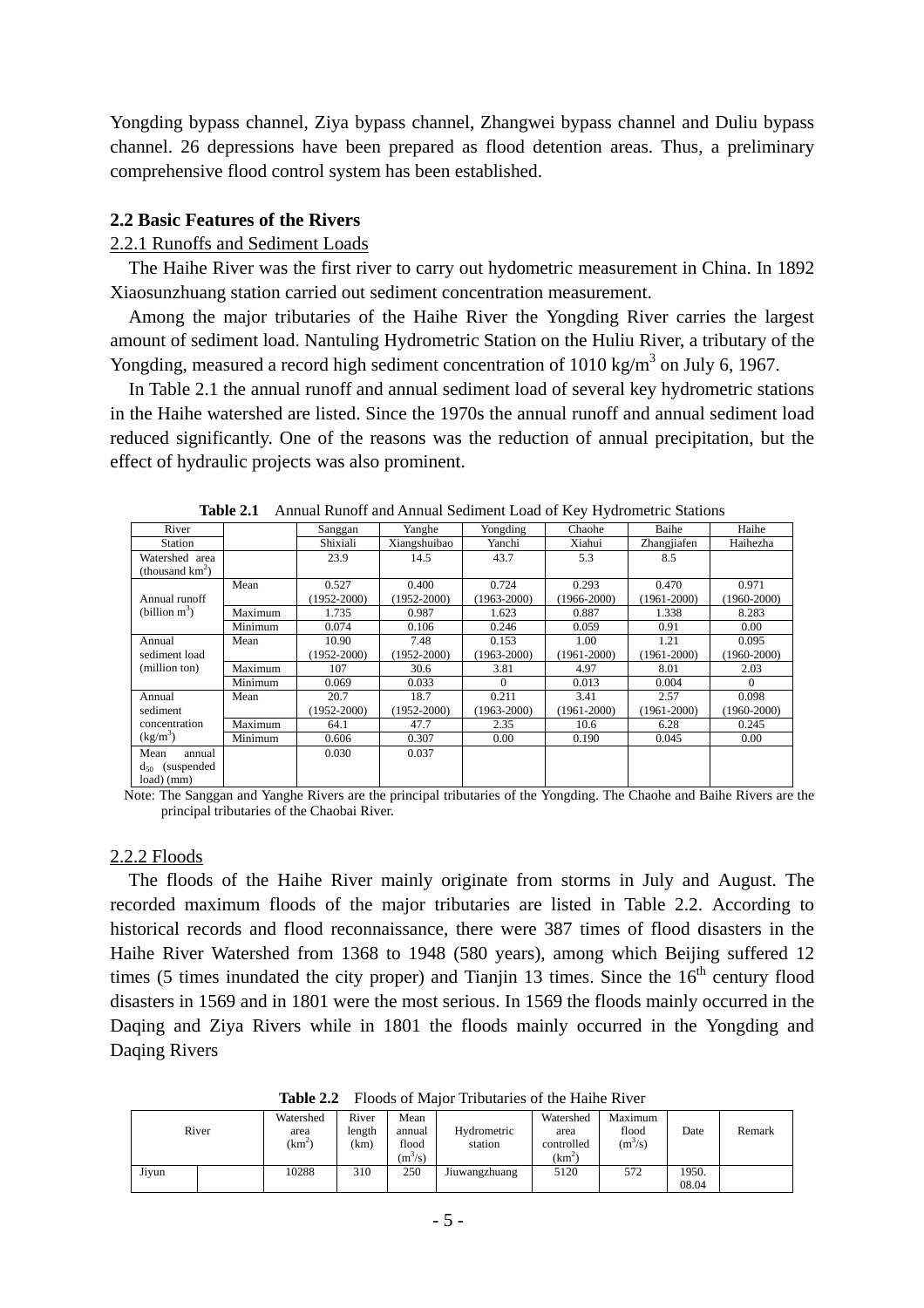Yongding bypass channel, Ziya bypass channel, Zhangwei bypass channel and Duliu bypass channel. 26 depressions have been prepared as flood detention areas. Thus, a preliminary comprehensive flood control system has been established.

## 2.2 Basic Features of the Rivers

### 2.2.1 Runoffs and Sediment Loads

The Haihe River was the first river to carry out hydometric measurement in China. In 1892 Xiaosunzhuang station carried out sediment concentration measurement.

Among the major tributaries of the Haihe River the Yongding River carries the largest amount of sediment load. Nantuling Hydrometric Station on the Huliu River, a tributary of the Yongding, measured a record high sediment concentration of 1010 kg/m$^3$ on July 6, 1967.

In Table 2.1 the annual runoff and annual sediment load of several key hydrometric stations in the Haihe watershed are listed. Since the 1970s the annual runoff and annual sediment load reduced significantly. One of the reasons was the reduction of annual precipitation, but the effect of hydraulic projects was also prominent.

**Table 2.1** Annual Runoff and Annual Sediment Load of Key Hydrometric Stations

| River | | Sanggan | Yanghe | Yongding | Chaohe | Baihe | Haihe |
|---|---|---|---|---|---|---|---|
| Station | | Shixiali | Xiangshuibao | Yanchi | Xiahui | Zhangjiafen | Haihezha |
| Watershed area (thousand km$^2$) | | 23.9 | 14.5 | 43.7 | 5.3 | 8.5 | |
| Annual runoff (billion m$^3$) | Mean | 0.527 (1952-2000) | 0.400 (1952-2000) | 0.724 (1963-2000) | 0.293 (1966-2000) | 0.470 (1961-2000) | 0.971 (1960-2000) |
| | Maximum | 1.735 | 0.987 | 1.623 | 0.887 | 1.338 | 8.283 |
| | Minimum | 0.074 | 0.106 | 0.246 | 0.059 | 0.91 | 0.00 |
| Annual sediment load (million ton) | Mean | 10.90 (1952-2000) | 7.48 (1952-2000) | 0.153 (1963-2000) | 1.00 (1961-2000) | 1.21 (1961-2000) | 0.095 (1960-2000) |
| | Maximum | 107 | 30.6 | 3.81 | 4.97 | 8.01 | 2.03 |
| | Minimum | 0.069 | 0.033 | 0 | 0.013 | 0.004 | 0 |
| Annual sediment concentration (kg/m$^3$) | Mean | 20.7 (1952-2000) | 18.7 (1952-2000) | 0.211 (1963-2000) | 3.41 (1961-2000) | 2.57 (1961-2000) | 0.098 (1960-2000) |
| | Maximum | 64.1 | 47.7 | 2.35 | 10.6 | 6.28 | 0.245 |
| | Minimum | 0.606 | 0.307 | 0.00 | 0.190 | 0.045 | 0.00 |
| Mean annual $d_{50}$ (suspended load) (mm) | | 0.030 | 0.037 | | | | |

Note: The Sanggan and Yanghe Rivers are the principal tributaries of the Yongding. The Chaohe and Baihe Rivers are the principal tributaries of the Chaobai River.

### 2.2.2 Floods

The floods of the Haihe River mainly originate from storms in July and August. The recorded maximum floods of the major tributaries are listed in Table 2.2. According to historical records and flood reconnaissance, there were 387 times of flood disasters in the Haihe River Watershed from 1368 to 1948 (580 years), among which Beijing suffered 12 times (5 times inundated the city proper) and Tianjin 13 times. Since the 16$^{th}$ century flood disasters in 1569 and in 1801 were the most serious. In 1569 the floods mainly occurred in the Daqing and Ziya Rivers while in 1801 the floods mainly occurred in the Yongding and Daqing Rivers

**Table 2.2** Floods of Major Tributaries of the Haihe River

| River | | Watershed area (km$^2$) | River length (km) | Mean annual flood (m$^3$/s) | Hydrometric station | Watershed area controlled (km$^2$) | Maximum flood (m$^3$/s) | Date | Remark |
|---|---|---|---|---|---|---|---|---|---|
| Jiyun | | 10288 | 310 | 250 | Jiuwangzhuang | 5120 | 572 | 1950.08.04 | |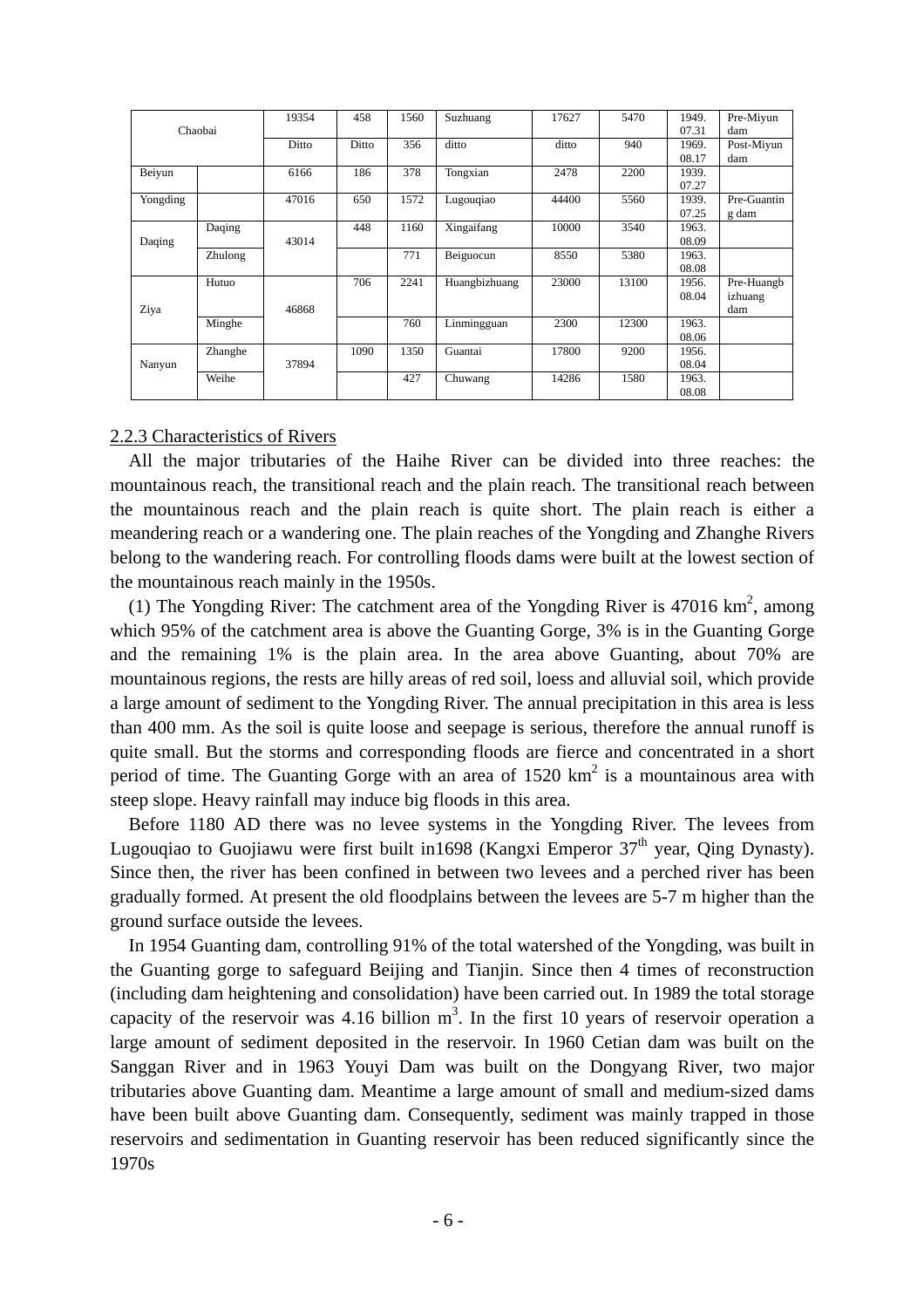| Chaobai | | 19354 | 458 | 1560 | Suzhuang | 17627 | 5470 | 1949.07.31 | Pre-Miyun dam |
|---|---|---|---|---|---|---|---|---|---|
| | | Ditto | Ditto | 356 | ditto | ditto | 940 | 1969.08.17 | Post-Miyun dam |
| Beiyun | | 6166 | 186 | 378 | Tongxian | 2478 | 2200 | 1939.07.27 | |
| Yongding | | 47016 | 650 | 1572 | Lugouqiao | 44400 | 5560 | 1939.07.25 | Pre-Guanting dam |
| Daqing | Daqing | 43014 | 448 | 1160 | Xingaifang | 10000 | 3540 | 1963.08.09 | |
| | Zhulong | | | 771 | Beiguocun | 8550 | 5380 | 1963.08.08 | |
| Ziya | Hutuo | 46868 | 706 | 2241 | Huangbizhuang | 23000 | 13100 | 1956.08.04 | Pre-Huangbizhuang dam |
| | Minghe | | | 760 | Linmingguan | 2300 | 12300 | 1963.08.06 | |
| Nanyun | Zhanghe | 37894 | 1090 | 1350 | Guantai | 17800 | 9200 | 1956.08.04 | |
| | Weihe | | | 427 | Chuwang | 14286 | 1580 | 1963.08.08 | |

### 2.2.3 Characteristics of Rivers

All the major tributaries of the Haihe River can be divided into three reaches: the mountainous reach, the transitional reach and the plain reach. The transitional reach between the mountainous reach and the plain reach is quite short. The plain reach is either a meandering reach or a wandering one. The plain reaches of the Yongding and Zhanghe Rivers belong to the wandering reach. For controlling floods dams were built at the lowest section of the mountainous reach mainly in the 1950s.

(1) The Yongding River: The catchment area of the Yongding River is 47016 km$^2$, among which 95% of the catchment area is above the Guanting Gorge, 3% is in the Guanting Gorge and the remaining 1% is the plain area. In the area above Guanting, about 70% are mountainous regions, the rests are hilly areas of red soil, loess and alluvial soil, which provide a large amount of sediment to the Yongding River. The annual precipitation in this area is less than 400 mm. As the soil is quite loose and seepage is serious, therefore the annual runoff is quite small. But the storms and corresponding floods are fierce and concentrated in a short period of time. The Guanting Gorge with an area of 1520 km$^2$ is a mountainous area with steep slope. Heavy rainfall may induce big floods in this area.

Before 1180 AD there was no levee systems in the Yongding River. The levees from Lugouqiao to Guojiawu were first built in1698 (Kangxi Emperor 37$^{th}$ year, Qing Dynasty). Since then, the river has been confined in between two levees and a perched river has been gradually formed. At present the old floodplains between the levees are 5-7 m higher than the ground surface outside the levees.

In 1954 Guanting dam, controlling 91% of the total watershed of the Yongding, was built in the Guanting gorge to safeguard Beijing and Tianjin. Since then 4 times of reconstruction (including dam heightening and consolidation) have been carried out. In 1989 the total storage capacity of the reservoir was 4.16 billion m$^3$. In the first 10 years of reservoir operation a large amount of sediment deposited in the reservoir. In 1960 Cetian dam was built on the Sanggan River and in 1963 Youyi Dam was built on the Dongyang River, two major tributaries above Guanting dam. Meantime a large amount of small and medium-sized dams have been built above Guanting dam. Consequently, sediment was mainly trapped in those reservoirs and sedimentation in Guanting reservoir has been reduced significantly since the 1970s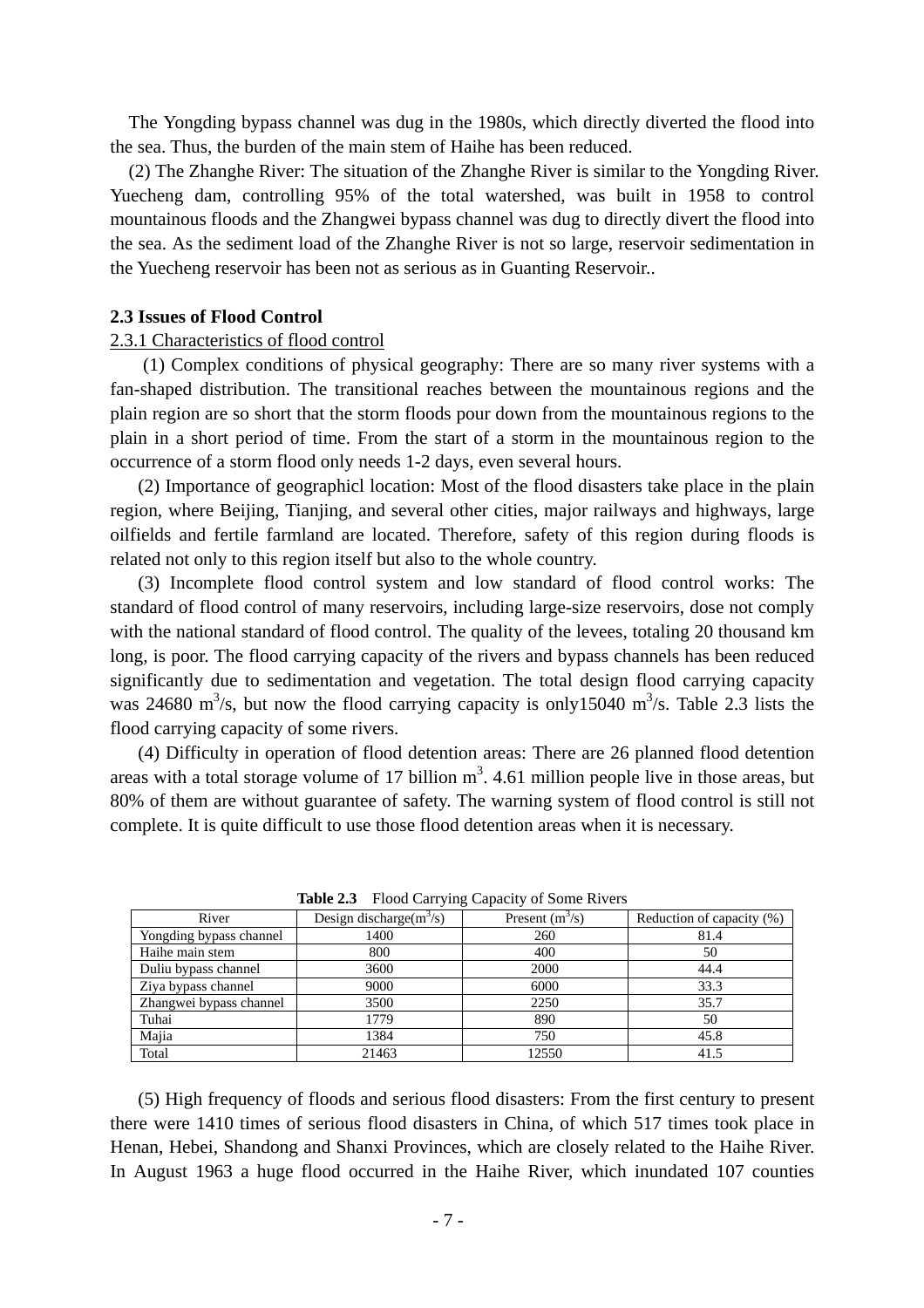The Yongding bypass channel was dug in the 1980s, which directly diverted the flood into the sea. Thus, the burden of the main stem of Haihe has been reduced.

(2) The Zhanghe River: The situation of the Zhanghe River is similar to the Yongding River. Yuecheng dam, controlling 95% of the total watershed, was built in 1958 to control mountainous floods and the Zhangwei bypass channel was dug to directly divert the flood into the sea. As the sediment load of the Zhanghe River is not so large, reservoir sedimentation in the Yuecheng reservoir has been not as serious as in Guanting Reservoir..

**2.3 Issues of Flood Control**

2.3.1 Characteristics of flood control

(1) Complex conditions of physical geography: There are so many river systems with a fan-shaped distribution. The transitional reaches between the mountainous regions and the plain region are so short that the storm floods pour down from the mountainous regions to the plain in a short period of time. From the start of a storm in the mountainous region to the occurrence of a storm flood only needs 1-2 days, even several hours.

(2) Importance of geographicl location: Most of the flood disasters take place in the plain region, where Beijing, Tianjing, and several other cities, major railways and highways, large oilfields and fertile farmland are located. Therefore, safety of this region during floods is related not only to this region itself but also to the whole country.

(3) Incomplete flood control system and low standard of flood control works: The standard of flood control of many reservoirs, including large-size reservoirs, dose not comply with the national standard of flood control. The quality of the levees, totaling 20 thousand km long, is poor. The flood carrying capacity of the rivers and bypass channels has been reduced significantly due to sedimentation and vegetation. The total design flood carrying capacity was 24680 $m^3/s$, but now the flood carrying capacity is only15040 $m^3/s$. Table 2.3 lists the flood carrying capacity of some rivers.

(4) Difficulty in operation of flood detention areas: There are 26 planned flood detention areas with a total storage volume of 17 billion $m^3$. 4.61 million people live in those areas, but 80% of them are without guarantee of safety. The warning system of flood control is still not complete. It is quite difficult to use those flood detention areas when it is necessary.

**Table 2.3** Flood Carrying Capacity of Some Rivers

| River | Design discharge($m^3/s$) | Present ($m^3/s$) | Reduction of capacity (%) |
|---|---|---|---|
| Yongding bypass channel | 1400 | 260 | 81.4 |
| Haihe main stem | 800 | 400 | 50 |
| Duliu bypass channel | 3600 | 2000 | 44.4 |
| Ziya bypass channel | 9000 | 6000 | 33.3 |
| Zhangwei bypass channel | 3500 | 2250 | 35.7 |
| Tuhai | 1779 | 890 | 50 |
| Majia | 1384 | 750 | 45.8 |
| Total | 21463 | 12550 | 41.5 |

(5) High frequency of floods and serious flood disasters: From the first century to present there were 1410 times of serious flood disasters in China, of which 517 times took place in Henan, Hebei, Shandong and Shanxi Provinces, which are closely related to the Haihe River. In August 1963 a huge flood occurred in the Haihe River, which inundated 107 counties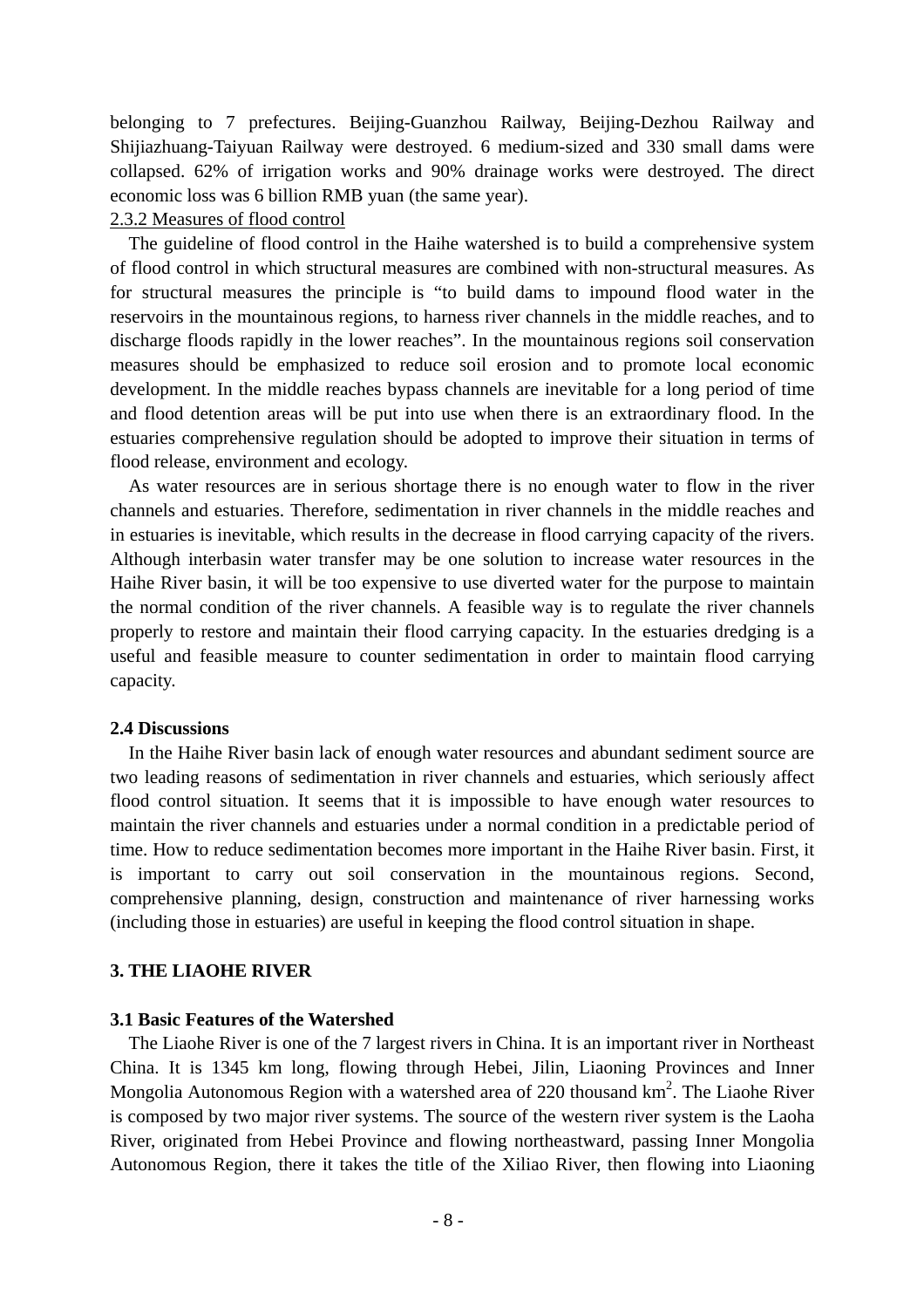belonging to 7 prefectures. Beijing-Guanzhou Railway, Beijing-Dezhou Railway and Shijiazhuang-Taiyuan Railway were destroyed. 6 medium-sized and 330 small dams were collapsed. 62% of irrigation works and 90% drainage works were destroyed. The direct economic loss was 6 billion RMB yuan (the same year).

#### 2.3.2 Measures of flood control

The guideline of flood control in the Haihe watershed is to build a comprehensive system of flood control in which structural measures are combined with non-structural measures. As for structural measures the principle is "to build dams to impound flood water in the reservoirs in the mountainous regions, to harness river channels in the middle reaches, and to discharge floods rapidly in the lower reaches". In the mountainous regions soil conservation measures should be emphasized to reduce soil erosion and to promote local economic development. In the middle reaches bypass channels are inevitable for a long period of time and flood detention areas will be put into use when there is an extraordinary flood. In the estuaries comprehensive regulation should be adopted to improve their situation in terms of flood release, environment and ecology.

As water resources are in serious shortage there is no enough water to flow in the river channels and estuaries. Therefore, sedimentation in river channels in the middle reaches and in estuaries is inevitable, which results in the decrease in flood carrying capacity of the rivers. Although interbasin water transfer may be one solution to increase water resources in the Haihe River basin, it will be too expensive to use diverted water for the purpose to maintain the normal condition of the river channels. A feasible way is to regulate the river channels properly to restore and maintain their flood carrying capacity. In the estuaries dredging is a useful and feasible measure to counter sedimentation in order to maintain flood carrying capacity.

### 2.4 Discussions

In the Haihe River basin lack of enough water resources and abundant sediment source are two leading reasons of sedimentation in river channels and estuaries, which seriously affect flood control situation. It seems that it is impossible to have enough water resources to maintain the river channels and estuaries under a normal condition in a predictable period of time. How to reduce sedimentation becomes more important in the Haihe River basin. First, it is important to carry out soil conservation in the mountainous regions. Second, comprehensive planning, design, construction and maintenance of river harnessing works (including those in estuaries) are useful in keeping the flood control situation in shape.

## 3. THE LIAOHE RIVER

### 3.1 Basic Features of the Watershed

The Liaohe River is one of the 7 largest rivers in China. It is an important river in Northeast China. It is 1345 km long, flowing through Hebei, Jilin, Liaoning Provinces and Inner Mongolia Autonomous Region with a watershed area of 220 thousand km$^2$. The Liaohe River is composed by two major river systems. The source of the western river system is the Laoha River, originated from Hebei Province and flowing northeastward, passing Inner Mongolia Autonomous Region, there it takes the title of the Xiliao River, then flowing into Liaoning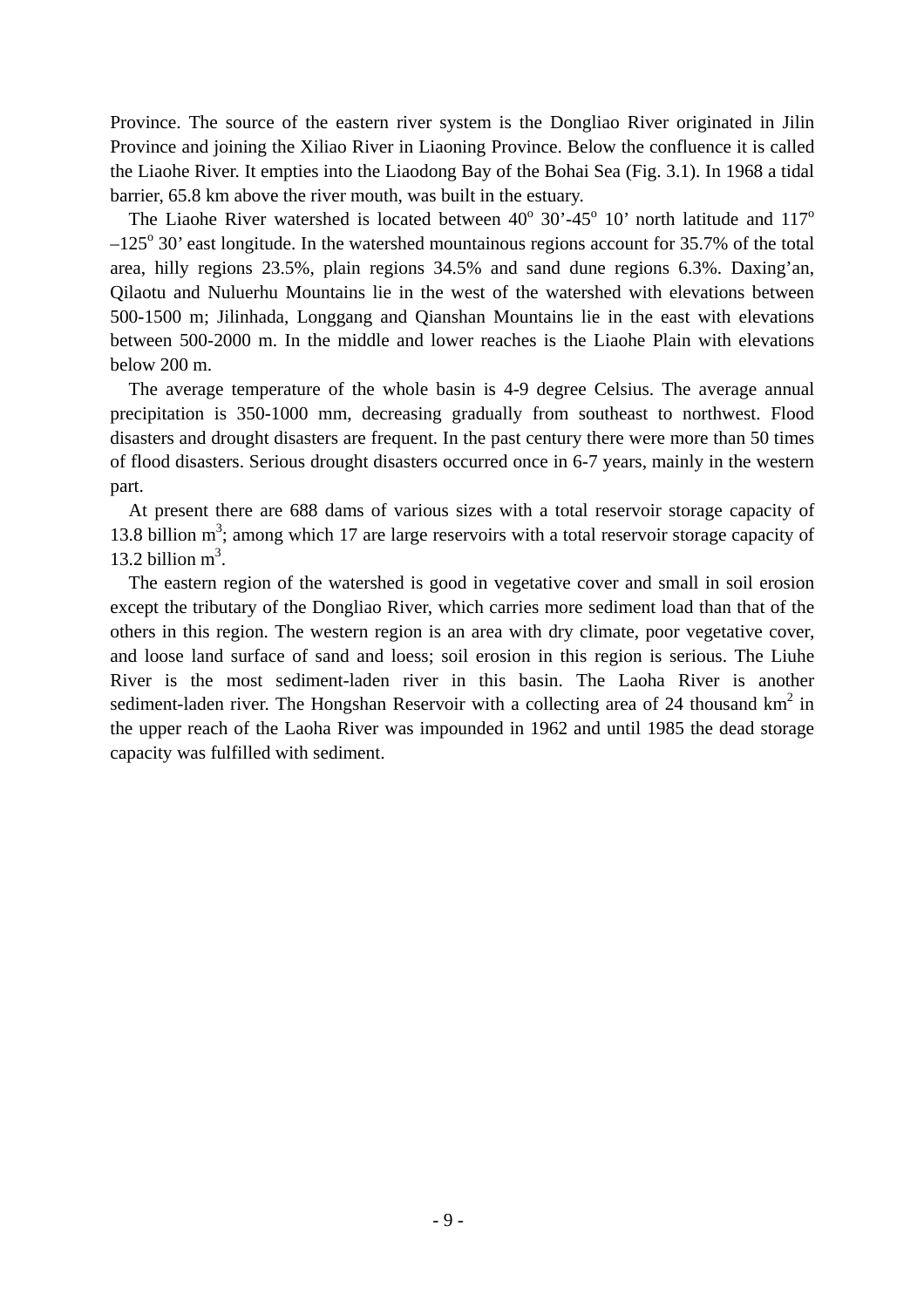Province. The source of the eastern river system is the Dongliao River originated in Jilin Province and joining the Xiliao River in Liaoning Province. Below the confluence it is called the Liaohe River. It empties into the Liaodong Bay of the Bohai Sea (Fig. 3.1). In 1968 a tidal barrier, 65.8 km above the river mouth, was built in the estuary.

The Liaohe River watershed is located between $40^o$ 30’-$45^o$ 10’ north latitude and $117^o$ –$125^o$ 30’ east longitude. In the watershed mountainous regions account for 35.7% of the total area, hilly regions 23.5%, plain regions 34.5% and sand dune regions 6.3%. Daxing’an, Qilaotu and Nuluerhu Mountains lie in the west of the watershed with elevations between 500-1500 m; Jilinhada, Longgang and Qianshan Mountains lie in the east with elevations between 500-2000 m. In the middle and lower reaches is the Liaohe Plain with elevations below 200 m.

The average temperature of the whole basin is 4-9 degree Celsius. The average annual precipitation is 350-1000 mm, decreasing gradually from southeast to northwest. Flood disasters and drought disasters are frequent. In the past century there were more than 50 times of flood disasters. Serious drought disasters occurred once in 6-7 years, mainly in the western part.

At present there are 688 dams of various sizes with a total reservoir storage capacity of 13.8 billion $m^3$; among which 17 are large reservoirs with a total reservoir storage capacity of 13.2 billion $m^3$.

The eastern region of the watershed is good in vegetative cover and small in soil erosion except the tributary of the Dongliao River, which carries more sediment load than that of the others in this region. The western region is an area with dry climate, poor vegetative cover, and loose land surface of sand and loess; soil erosion in this region is serious. The Liuhe River is the most sediment-laden river in this basin. The Laoha River is another sediment-laden river. The Hongshan Reservoir with a collecting area of 24 thousand $km^2$ in the upper reach of the Laoha River was impounded in 1962 and until 1985 the dead storage capacity was fulfilled with sediment.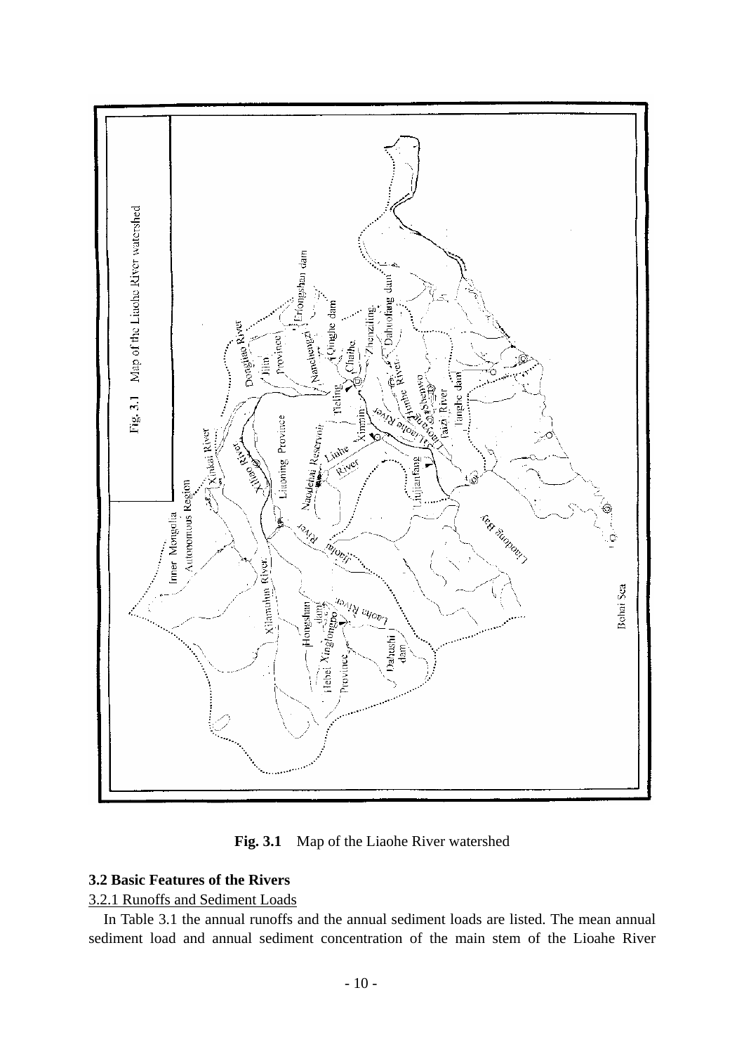**Fig. 3.1** Map of the Liaohe River watershed

### 3.2 Basic Features of the Rivers

3.2.1 Runoffs and Sediment Loads

In Table 3.1 the annual runoffs and the annual sediment loads are listed. The mean annual sediment load and annual sediment concentration of the main stem of the Lioahe River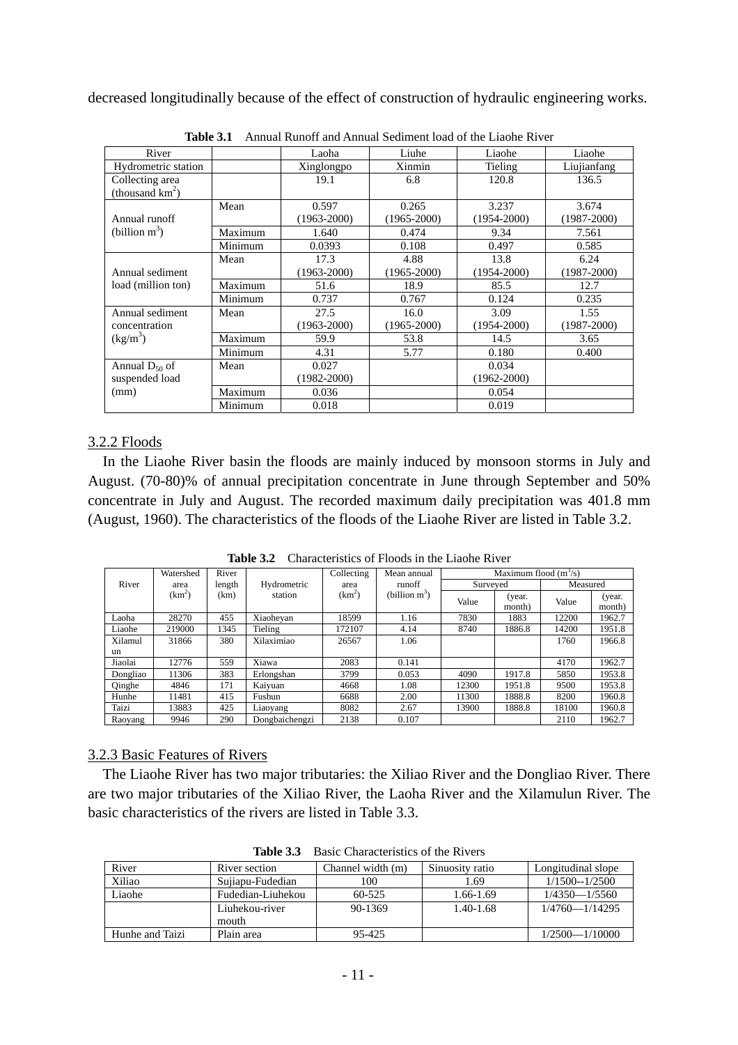decreased longitudinally because of the effect of construction of hydraulic engineering works.

**Table 3.1** Annual Runoff and Annual Sediment load of the Liaohe River

| River | | Laoha | Liuhe | Liaohe | Liaohe |
|---|---|---|---|---|---|
| Hydrometric station | | Xinglongpo | Xinmin | Tieling | Liujianfang |
| Collecting area (thousand $km^2$) | | 19.1 | 6.8 | 120.8 | 136.5 |
| Annual runoff (billion $m^3$) | Mean | 0.597 (1963-2000) | 0.265 (1965-2000) | 3.237 (1954-2000) | 3.674 (1987-2000) |
| | Maximum | 1.640 | 0.474 | 9.34 | 7.561 |
| | Minimum | 0.0393 | 0.108 | 0.497 | 0.585 |
| Annual sediment load (million ton) | Mean | 17.3 (1963-2000) | 4.88 (1965-2000) | 13.8 (1954-2000) | 6.24 (1987-2000) |
| | Maximum | 51.6 | 18.9 | 85.5 | 12.7 |
| | Minimum | 0.737 | 0.767 | 0.124 | 0.235 |
| Annual sediment concentration ($kg/m^3$) | Mean | 27.5 (1963-2000) | 16.0 (1965-2000) | 3.09 (1954-2000) | 1.55 (1987-2000) |
| | Maximum | 59.9 | 53.8 | 14.5 | 3.65 |
| | Minimum | 4.31 | 5.77 | 0.180 | 0.400 |
| Annual $D_{50}$ of suspended load (mm) | Mean | 0.027 (1982-2000) | | 0.034 (1962-2000) | |
| | Maximum | 0.036 | | 0.054 | |
| | Minimum | 0.018 | | 0.019 | |

## 3.2.2 Floods

In the Liaohe River basin the floods are mainly induced by monsoon storms in July and August. (70-80)% of annual precipitation concentrate in June through September and 50% concentrate in July and August. The recorded maximum daily precipitation was 401.8 mm (August, 1960). The characteristics of the floods of the Liaohe River are listed in Table 3.2.

**Table 3.2** Characteristics of Floods in the Liaohe River

| River | Watershed area ($km^2$) | River length (km) | Hydrometric station | Collecting area ($km^2$) | Mean annual runoff (billion $m^3$) | Maximum flood ($m^3/s$) | | | |
|---|---|---|---|---|---|---|---|---|---|
| | | | | | | Surveyed | | Measured | |
| | | | | | | Value | (year. month) | Value | (year. month) |
| Laoha | 28270 | 455 | Xiaoheyan | 18599 | 1.16 | 7830 | 1883 | 12200 | 1962.7 |
| Liaohe | 219000 | 1345 | Tieling | 172107 | 4.14 | 8740 | 1886.8 | 14200 | 1951.8 |
| Xilamulun | 31866 | 380 | Xilaximiao | 26567 | 1.06 | | | 1760 | 1966.8 |
| Jiaolai | 12776 | 559 | Xiawa | 2083 | 0.141 | | | 4170 | 1962.7 |
| Dongliao | 11306 | 383 | Erlongshan | 3799 | 0.053 | 4090 | 1917.8 | 5850 | 1953.8 |
| Qinghe | 4846 | 171 | Kaiyuan | 4668 | 1.08 | 12300 | 1951.8 | 9500 | 1953.8 |
| Hunhe | 11481 | 415 | Fushun | 6688 | 2.00 | 11300 | 1888.8 | 8200 | 1960.8 |
| Taizi | 13883 | 425 | Liaoyang | 8082 | 2.67 | 13900 | 1888.8 | 18100 | 1960.8 |
| Raoyang | 9946 | 290 | Dongbaichengzi | 2138 | 0.107 | | | 2110 | 1962.7 |

## 3.2.3 Basic Features of Rivers

The Liaohe River has two major tributaries: the Xiliao River and the Dongliao River. There are two major tributaries of the Xiliao River, the Laoha River and the Xilamulun River. The basic characteristics of the rivers are listed in Table 3.3.

**Table 3.3** Basic Characteristics of the Rivers

| River | River section | Channel width (m) | Sinuosity ratio | Longitudinal slope |
|---|---|---|---|---|
| Xiliao | Sujiapu-Fudedian | 100 | 1.69 | 1/1500--1/2500 |
| Liaohe | Fudedian-Liuhekou | 60-525 | 1.66-1.69 | 1/4350—1/5560 |
| | Liuhekou-river mouth | 90-1369 | 1.40-1.68 | 1/4760—1/14295 |
| Hunhe and Taizi | Plain area | 95-425 | | 1/2500—1/10000 |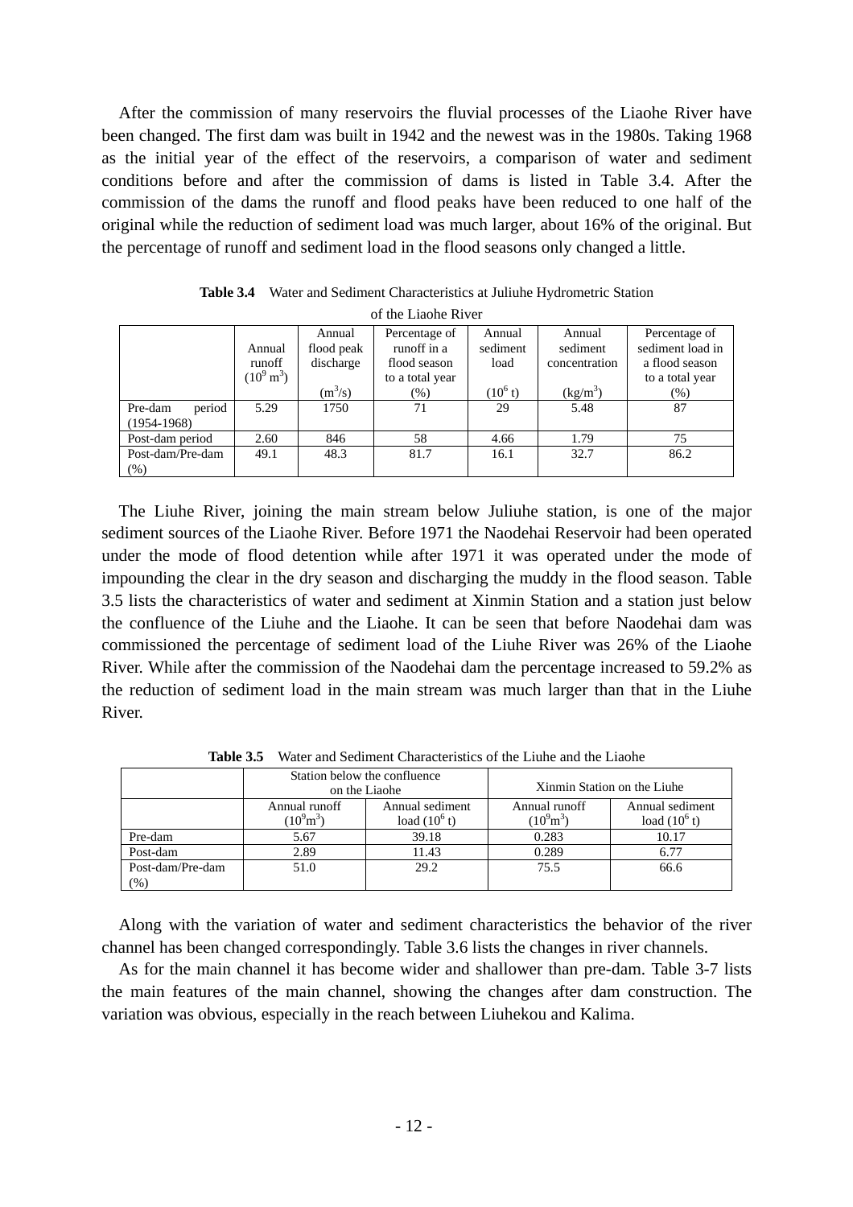After the commission of many reservoirs the fluvial processes of the Liaohe River have been changed. The first dam was built in 1942 and the newest was in the 1980s. Taking 1968 as the initial year of the effect of the reservoirs, a comparison of water and sediment conditions before and after the commission of dams is listed in Table 3.4. After the commission of the dams the runoff and flood peaks have been reduced to one half of the original while the reduction of sediment load was much larger, about 16% of the original. But the percentage of runoff and sediment load in the flood seasons only changed a little.

**Table 3.4** Water and Sediment Characteristics at Juliuhe Hydrometric Station of the Liaohe River

| | Annual runoff ($10^9$ $m^3$) | Annual flood peak discharge ($m^3$/s) | Percentage of runoff in a flood season to a total year (%) | Annual sediment load ($10^6$ t) | Annual sediment concentration ($kg/m^3$) | Percentage of sediment load in a flood season to a total year (%) |
|---|---|---|---|---|---|---|
| Pre-dam period (1954-1968) | 5.29 | 1750 | 71 | 29 | 5.48 | 87 |
| Post-dam period | 2.60 | 846 | 58 | 4.66 | 1.79 | 75 |
| Post-dam/Pre-dam (%) | 49.1 | 48.3 | 81.7 | 16.1 | 32.7 | 86.2 |

The Liuhe River, joining the main stream below Juliuhe station, is one of the major sediment sources of the Liaohe River. Before 1971 the Naodehai Reservoir had been operated under the mode of flood detention while after 1971 it was operated under the mode of impounding the clear in the dry season and discharging the muddy in the flood season. Table 3.5 lists the characteristics of water and sediment at Xinmin Station and a station just below the confluence of the Liuhe and the Liaohe. It can be seen that before Naodehai dam was commissioned the percentage of sediment load of the Liuhe River was 26% of the Liaohe River. While after the commission of the Naodehai dam the percentage increased to 59.2% as the reduction of sediment load in the main stream was much larger than that in the Liuhe River.

**Table 3.5** Water and Sediment Characteristics of the Liuhe and the Liaohe

| | Station below the confluence on the Liaohe | | Xinmin Station on the Liuhe | |
|---|---|---|---|---|
| | Annual runoff ($10^9m^3$) | Annual sediment load ($10^6$ t) | Annual runoff ($10^9m^3$) | Annual sediment load ($10^6$ t) |
| Pre-dam | 5.67 | 39.18 | 0.283 | 10.17 |
| Post-dam | 2.89 | 11.43 | 0.289 | 6.77 |
| Post-dam/Pre-dam (%) | 51.0 | 29.2 | 75.5 | 66.6 |

Along with the variation of water and sediment characteristics the behavior of the river channel has been changed correspondingly. Table 3.6 lists the changes in river channels.

As for the main channel it has become wider and shallower than pre-dam. Table 3-7 lists the main features of the main channel, showing the changes after dam construction. The variation was obvious, especially in the reach between Liuhekou and Kalima.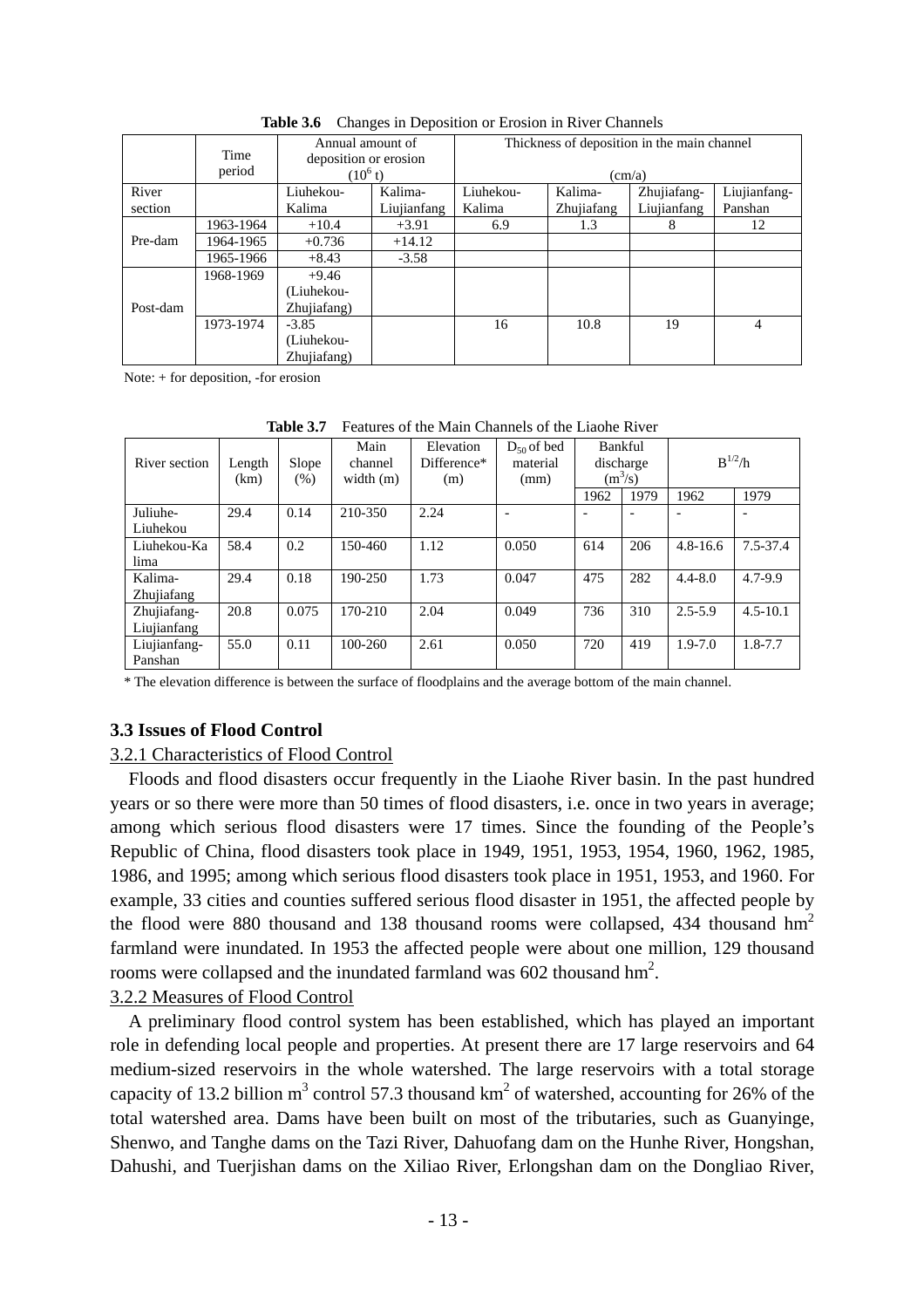**Table 3.6** Changes in Deposition or Erosion in River Channels

| | Time period | Annual amount of deposition or erosion ($10^6$ t) | | Thickness of deposition in the main channel (cm/a) | | | |
|---|---|---|---|---|---|---|---|
| River section | | Liuhekou-Kalima | Kalima-Liujianfang | Liuhekou-Kalima | Kalima-Zhujiafang | Zhujiafang-Liujianfang | Liujianfang-Panshan |
| Pre-dam | 1963-1964 | +10.4 | +3.91 | 6.9 | 1.3 | 8 | 12 |
| | 1964-1965 | +0.736 | +14.12 | | | | |
| | 1965-1966 | +8.43 | -3.58 | | | | |
| Post-dam | 1968-1969 | +9.46 (Liuhekou-Zhujiafang) | | | | | |
| | 1973-1974 | -3.85 (Liuhekou-Zhujiafang) | | 16 | 10.8 | 19 | 4 |

Note: + for deposition, -for erosion

**Table 3.7** Features of the Main Channels of the Liaohe River

| River section | Length (km) | Slope (%) | Main channel width (m) | Elevation Difference* (m) | $D_{50}$ of bed material (mm) | Bankful discharge ($m^3/s$) | | $B^{1/2}/h$ | |
|---|---|---|---|---|---|---|---|---|---|
| | | | | | | 1962 | 1979 | 1962 | 1979 |
| Juliuhe-Liuhekou | 29.4 | 0.14 | 210-350 | 2.24 | - | - | - | - | - |
| Liuhekou-Kalima | 58.4 | 0.2 | 150-460 | 1.12 | 0.050 | 614 | 206 | 4.8-16.6 | 7.5-37.4 |
| Kalima-Zhujiafang | 29.4 | 0.18 | 190-250 | 1.73 | 0.047 | 475 | 282 | 4.4-8.0 | 4.7-9.9 |
| Zhujiafang-Liujianfang | 20.8 | 0.075 | 170-210 | 2.04 | 0.049 | 736 | 310 | 2.5-5.9 | 4.5-10.1 |
| Liujianfang-Panshan | 55.0 | 0.11 | 100-260 | 2.61 | 0.050 | 720 | 419 | 1.9-7.0 | 1.8-7.7 |

\* The elevation difference is between the surface of floodplains and the average bottom of the main channel.

## 3.3 Issues of Flood Control

### 3.2.1 Characteristics of Flood Control

Floods and flood disasters occur frequently in the Liaohe River basin. In the past hundred years or so there were more than 50 times of flood disasters, i.e. once in two years in average; among which serious flood disasters were 17 times. Since the founding of the People's Republic of China, flood disasters took place in 1949, 1951, 1953, 1954, 1960, 1962, 1985, 1986, and 1995; among which serious flood disasters took place in 1951, 1953, and 1960. For example, 33 cities and counties suffered serious flood disaster in 1951, the affected people by the flood were 880 thousand and 138 thousand rooms were collapsed, 434 thousand $hm^2$ farmland were inundated. In 1953 the affected people were about one million, 129 thousand rooms were collapsed and the inundated farmland was 602 thousand $hm^2$.

### 3.2.2 Measures of Flood Control

A preliminary flood control system has been established, which has played an important role in defending local people and properties. At present there are 17 large reservoirs and 64 medium-sized reservoirs in the whole watershed. The large reservoirs with a total storage capacity of 13.2 billion $m^3$ control 57.3 thousand $km^2$ of watershed, accounting for 26% of the total watershed area. Dams have been built on most of the tributaries, such as Guanyinge, Shenwo, and Tanghe dams on the Tazi River, Dahuofang dam on the Hunhe River, Hongshan, Dahushi, and Tuerjishan dams on the Xiliao River, Erlongshan dam on the Dongliao River,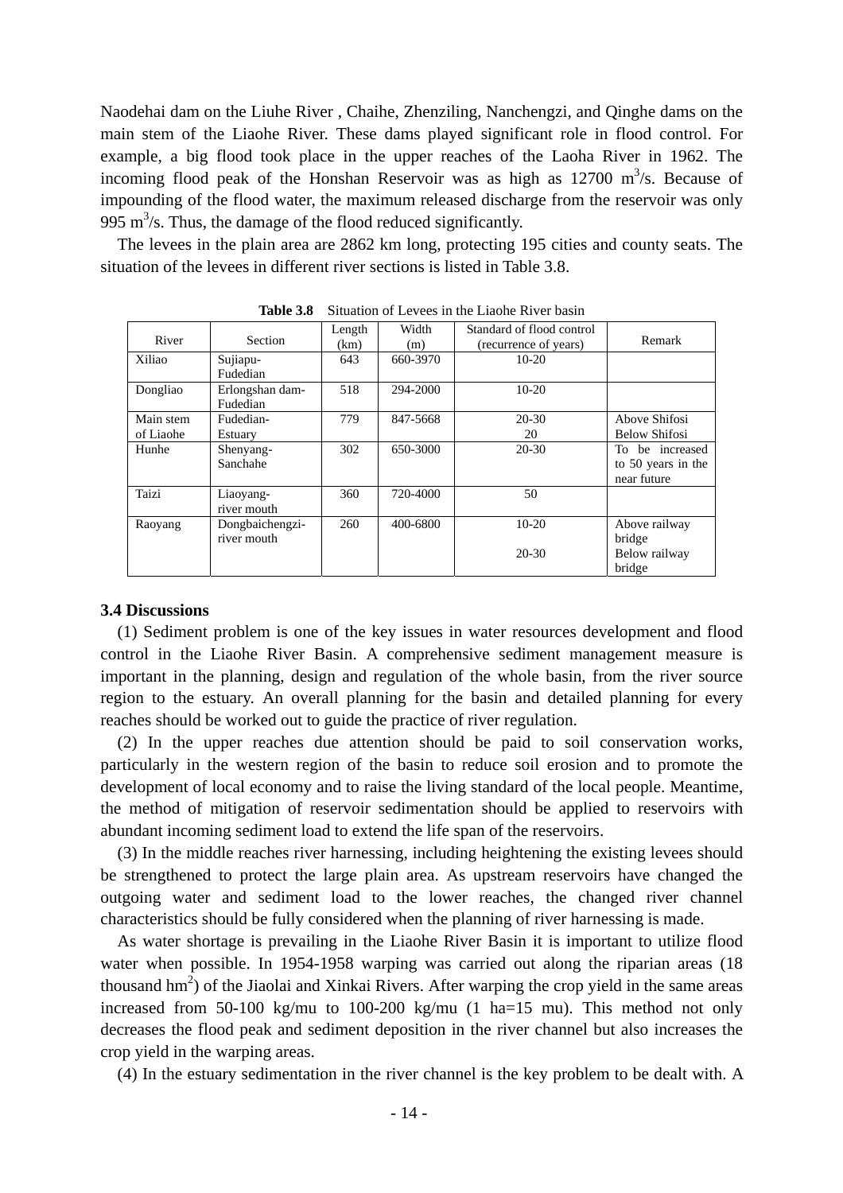Naodehai dam on the Liuhe River , Chaihe, Zhenziling, Nanchengzi, and Qinghe dams on the main stem of the Liaohe River. These dams played significant role in flood control. For example, a big flood took place in the upper reaches of the Laoha River in 1962. The incoming flood peak of the Honshan Reservoir was as high as 12700 $m^3$/s. Because of impounding of the flood water, the maximum released discharge from the reservoir was only 995 $m^3$/s. Thus, the damage of the flood reduced significantly.

The levees in the plain area are 2862 km long, protecting 195 cities and county seats. The situation of the levees in different river sections is listed in Table 3.8.

**Table 3.8** Situation of Levees in the Liaohe River basin

| River | Section | Length (km) | Width (m) | Standard of flood control (recurrence of years) | Remark |
|---|---|---|---|---|---|
| Xiliao | Sujiapu-Fudedian | 643 | 660-3970 | 10-20 | |
| Dongliao | Erlongshan dam-Fudedian | 518 | 294-2000 | 10-20 | |
| Main stem of Liaohe | Fudedian-Estuary | 779 | 847-5668 | 20-30<br>20 | Above Shifosi<br>Below Shifosi |
| Hunhe | Shenyang-Sanchahe | 302 | 650-3000 | 20-30 | To be increased to 50 years in the near future |
| Taizi | Liaoyang-river mouth | 360 | 720-4000 | 50 | |
| Raoyang | Dongbaichengzi-river mouth | 260 | 400-6800 | 10-20<br>20-30 | Above railway bridge<br>Below railway bridge |

### 3.4 Discussions

(1) Sediment problem is one of the key issues in water resources development and flood control in the Liaohe River Basin. A comprehensive sediment management measure is important in the planning, design and regulation of the whole basin, from the river source region to the estuary. An overall planning for the basin and detailed planning for every reaches should be worked out to guide the practice of river regulation.

(2) In the upper reaches due attention should be paid to soil conservation works, particularly in the western region of the basin to reduce soil erosion and to promote the development of local economy and to raise the living standard of the local people. Meantime, the method of mitigation of reservoir sedimentation should be applied to reservoirs with abundant incoming sediment load to extend the life span of the reservoirs.

(3) In the middle reaches river harnessing, including heightening the existing levees should be strengthened to protect the large plain area. As upstream reservoirs have changed the outgoing water and sediment load to the lower reaches, the changed river channel characteristics should be fully considered when the planning of river harnessing is made.

As water shortage is prevailing in the Liaohe River Basin it is important to utilize flood water when possible. In 1954-1958 warping was carried out along the riparian areas (18 thousand $hm^2$) of the Jiaolai and Xinkai Rivers. After warping the crop yield in the same areas increased from 50-100 kg/mu to 100-200 kg/mu (1 ha=15 mu). This method not only decreases the flood peak and sediment deposition in the river channel but also increases the crop yield in the warping areas.

(4) In the estuary sedimentation in the river channel is the key problem to be dealt with. A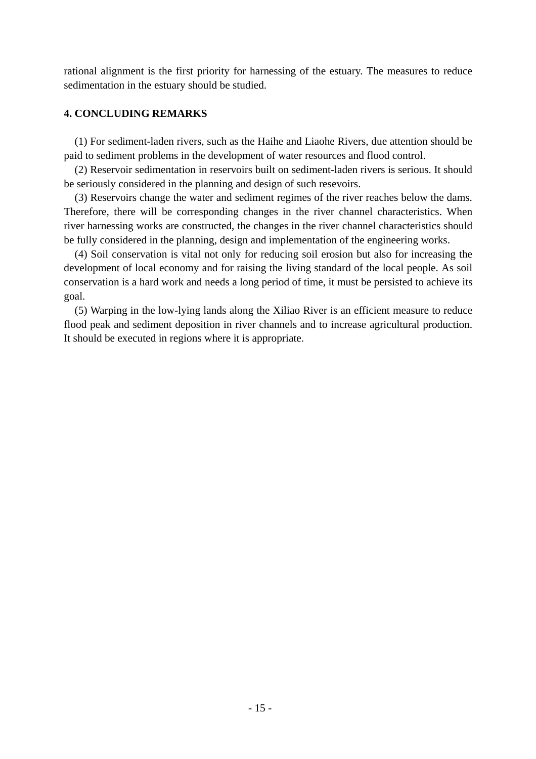rational alignment is the first priority for harnessing of the estuary. The measures to reduce sedimentation in the estuary should be studied.

## 4. CONCLUDING REMARKS

(1) For sediment-laden rivers, such as the Haihe and Liaohe Rivers, due attention should be paid to sediment problems in the development of water resources and flood control.

(2) Reservoir sedimentation in reservoirs built on sediment-laden rivers is serious. It should be seriously considered in the planning and design of such resevoirs.

(3) Reservoirs change the water and sediment regimes of the river reaches below the dams. Therefore, there will be corresponding changes in the river channel characteristics. When river harnessing works are constructed, the changes in the river channel characteristics should be fully considered in the planning, design and implementation of the engineering works.

(4) Soil conservation is vital not only for reducing soil erosion but also for increasing the development of local economy and for raising the living standard of the local people. As soil conservation is a hard work and needs a long period of time, it must be persisted to achieve its goal.

(5) Warping in the low-lying lands along the Xiliao River is an efficient measure to reduce flood peak and sediment deposition in river channels and to increase agricultural production. It should be executed in regions where it is appropriate.